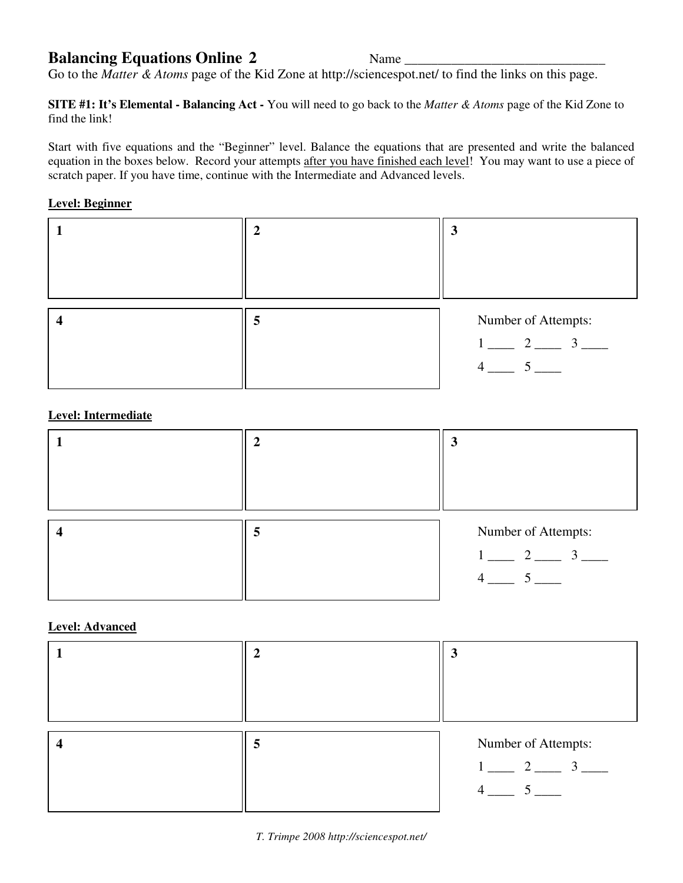# Balancing Equations Online 2

Name ______________________________

Go to the *Matter & Atoms* page of the Kid Zone at http://sciencespot.net/ to find the links on this page.

**SITE #1: It's Elemental - Balancing Act -** You will need to go back to the *Matter & Atoms* page of the Kid Zone to find the link!

Start with five equations and the "Beginner" level. Balance the equations that are presented and write the balanced equation in the boxes below. Record your attempts after you have finished each level! You may want to use a piece of scratch paper. If you have time, continue with the Intermediate and Advanced levels.

**Level: Beginner**

| **1** | **2** | **3** |
|---|---|---|
| | | |

| **4** | **5** | Number of Attempts: |
|---|---|---|
| | | 1 ____ 2 ____ 3 ____ |
| | | 4 ____ 5 ____ |

**Level: Intermediate**

| **1** | **2** | **3** |
|---|---|---|
| | | |

| **4** | **5** | Number of Attempts: |
|---|---|---|
| | | 1 ____ 2 ____ 3 ____ |
| | | 4 ____ 5 ____ |

**Level: Advanced**

| **1** | **2** | **3** |
|---|---|---|
| | | |

| **4** | **5** | Number of Attempts: |
|---|---|---|
| | | 1 ____ 2 ____ 3 ____ |
| | | 4 ____ 5 ____ |

*T. Trimpe 2008 http://sciencespot.net/*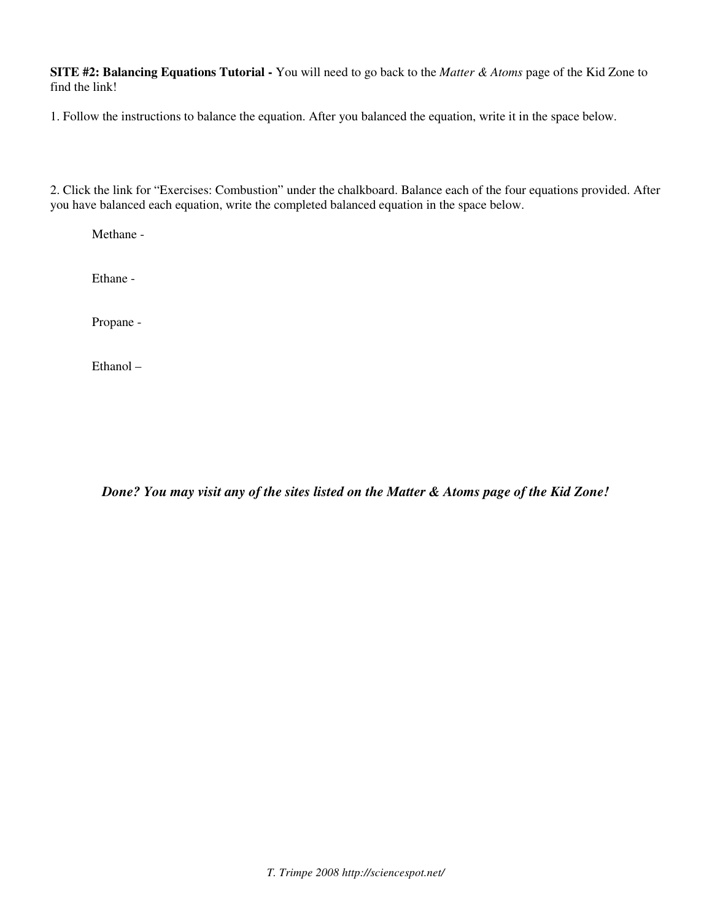**SITE #2: Balancing Equations Tutorial -** You will need to go back to the *Matter & Atoms* page of the Kid Zone to find the link!

1. Follow the instructions to balance the equation. After you balanced the equation, write it in the space below.

2. Click the link for "Exercises: Combustion" under the chalkboard. Balance each of the four equations provided. After you have balanced each equation, write the completed balanced equation in the space below.

Methane -

Ethane -

Propane -

Ethanol –

***Done? You may visit any of the sites listed on the Matter & Atoms page of the Kid Zone!***

*T. Trimpe 2008 http://sciencespot.net/*